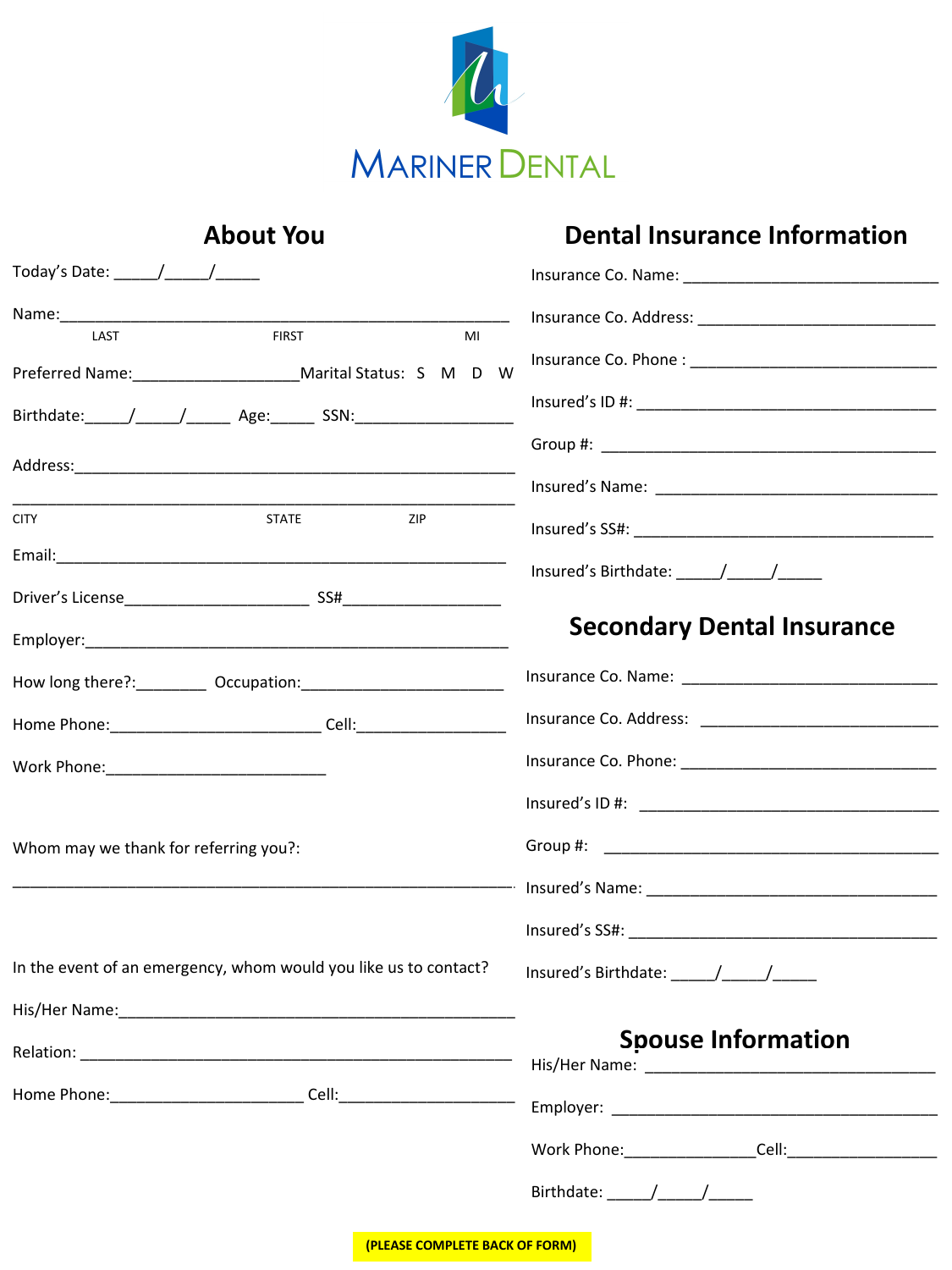# MARINER DENTAL

## About You

Today's Date: _____/_____/_____

Name:___________________________________________________
LAST FIRST MI

Preferred Name:___________________Marital Status: S M D W

Birthdate:_____/_____/_____ Age:_____ SSN:_________________

Address:___________________________________________________

___________________________________________________________
CITY STATE ZIP

Email:_____________________________________________________

Driver's License_____________________ SS#__________________

Employer:__________________________________________________

How long there?:________ Occupation:_______________________

Home Phone:________________________ Cell:_________________

Work Phone:_________________________

Whom may we thank for referring you?:

___________________________________________________________

In the event of an emergency, whom would you like us to contact?

His/Her Name:______________________________________________

Relation: _________________________________________________

Home Phone:______________________ Cell:____________________

## Dental Insurance Information

Insurance Co. Name: ______________________________

Insurance Co. Address: ____________________________

Insurance Co. Phone : _____________________________

Insured's ID #: ___________________________________

Group #: ________________________________________

Insured's Name: __________________________________

Insured's SS#: ____________________________________

Insured's Birthdate: _____/_____/_____

## Secondary Dental Insurance

Insurance Co. Name: ______________________________

Insurance Co. Address: ____________________________

Insurance Co. Phone: ______________________________

Insured's ID #: ___________________________________

Group #: ________________________________________

Insured's Name: __________________________________

Insured's SS#: ____________________________________

Insured's Birthdate: _____/_____/_____

## Spouse Information

His/Her Name: ___________________________________

Employer: _______________________________________

Work Phone:_______________Cell:_________________

Birthdate: _____/_____/_____

**(PLEASE COMPLETE BACK OF FORM)**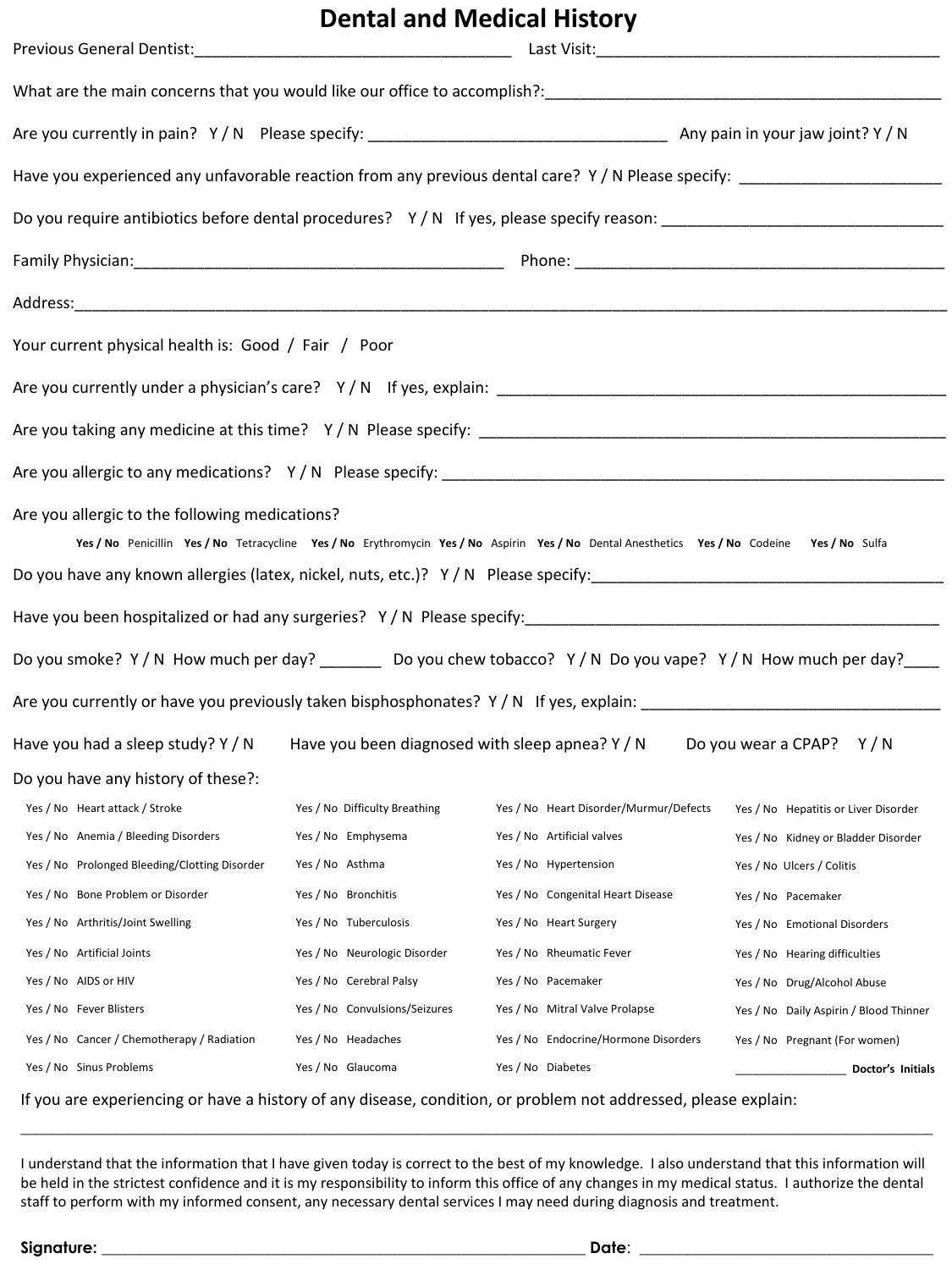# Dental and Medical History

Previous General Dentist:___________________________________ Last Visit:_____________________________________

What are the main concerns that you would like our office to accomplish?:____________________________________________

Are you currently in pain? Y / N Please specify: _________________________________ Any pain in your jaw joint? Y / N

Have you experienced any unfavorable reaction from any previous dental care? Y / N Please specify: ______________________

Do you require antibiotics before dental procedures? Y / N If yes, please specify reason: _______________________________

Family Physician:_________________________________________ Phone: __________________________________________

Address:__________________________________________________________________________________________________

Your current physical health is: Good / Fair / Poor

Are you currently under a physician's care? Y / N If yes, explain: ___________________________________________________

Are you taking any medicine at this time? Y / N Please specify: _____________________________________________________

Are you allergic to any medications? Y / N Please specify: _________________________________________________________

Are you allergic to the following medications?

**Yes / No** Penicillin **Yes / No** Tetracycline **Yes / No** Erythromycin **Yes / No** Aspirin **Yes / No** Dental Anesthetics **Yes / No** Codeine **Yes / No** Sulfa

Do you have any known allergies (latex, nickel, nuts, etc.)? Y / N Please specify:__________________________________________

Have you been hospitalized or had any surgeries? Y / N Please specify:_________________________________________________

Do you smoke? Y / N How much per day? _______ Do you chew tobacco? Y / N Do you vape? Y / N How much per day?____

Are you currently or have you previously taken bisphosphonates? Y / N If yes, explain: ___________________________________

Have you had a sleep study? Y / N Have you been diagnosed with sleep apnea? Y / N Do you wear a CPAP? Y / N

Do you have any history of these?:

| | | | |
|---|---|---|---|
| Yes / No Heart attack / Stroke | Yes / No Difficulty Breathing | Yes / No Heart Disorder/Murmur/Defects | Yes / No Hepatitis or Liver Disorder |
| Yes / No Anemia / Bleeding Disorders | Yes / No Emphysema | Yes / No Artificial valves | Yes / No Kidney or Bladder Disorder |
| Yes / No Prolonged Bleeding/Clotting Disorder | Yes / No Asthma | Yes / No Hypertension | Yes / No Ulcers / Colitis |
| Yes / No Bone Problem or Disorder | Yes / No Bronchitis | Yes / No Congenital Heart Disease | Yes / No Pacemaker |
| Yes / No Arthritis/Joint Swelling | Yes / No Tuberculosis | Yes / No Heart Surgery | Yes / No Emotional Disorders |
| Yes / No Artificial Joints | Yes / No Neurologic Disorder | Yes / No Rheumatic Fever | Yes / No Hearing difficulties |
| Yes / No AIDS or HIV | Yes / No Cerebral Palsy | Yes / No Pacemaker | Yes / No Drug/Alcohol Abuse |
| Yes / No Fever Blisters | Yes / No Convulsions/Seizures | Yes / No Mitral Valve Prolapse | Yes / No Daily Aspirin / Blood Thinner |
| Yes / No Cancer / Chemotherapy / Radiation | Yes / No Headaches | Yes / No Endocrine/Hormone Disorders | Yes / No Pregnant (For women) |
| Yes / No Sinus Problems | Yes / No Glaucoma | Yes / No Diabetes | ________________ **Doctor's Initials** |

If you are experiencing or have a history of any disease, condition, or problem not addressed, please explain:

______________________________________________________________________________________________________________

I understand that the information that I have given today is correct to the best of my knowledge. I also understand that this information will be held in the strictest confidence and it is my responsibility to inform this office of any changes in my medical status. I authorize the dental staff to perform with my informed consent, any necessary dental services I may need during diagnosis and treatment.

**Signature:** _________________________________________________________ **Date**: ______________________________